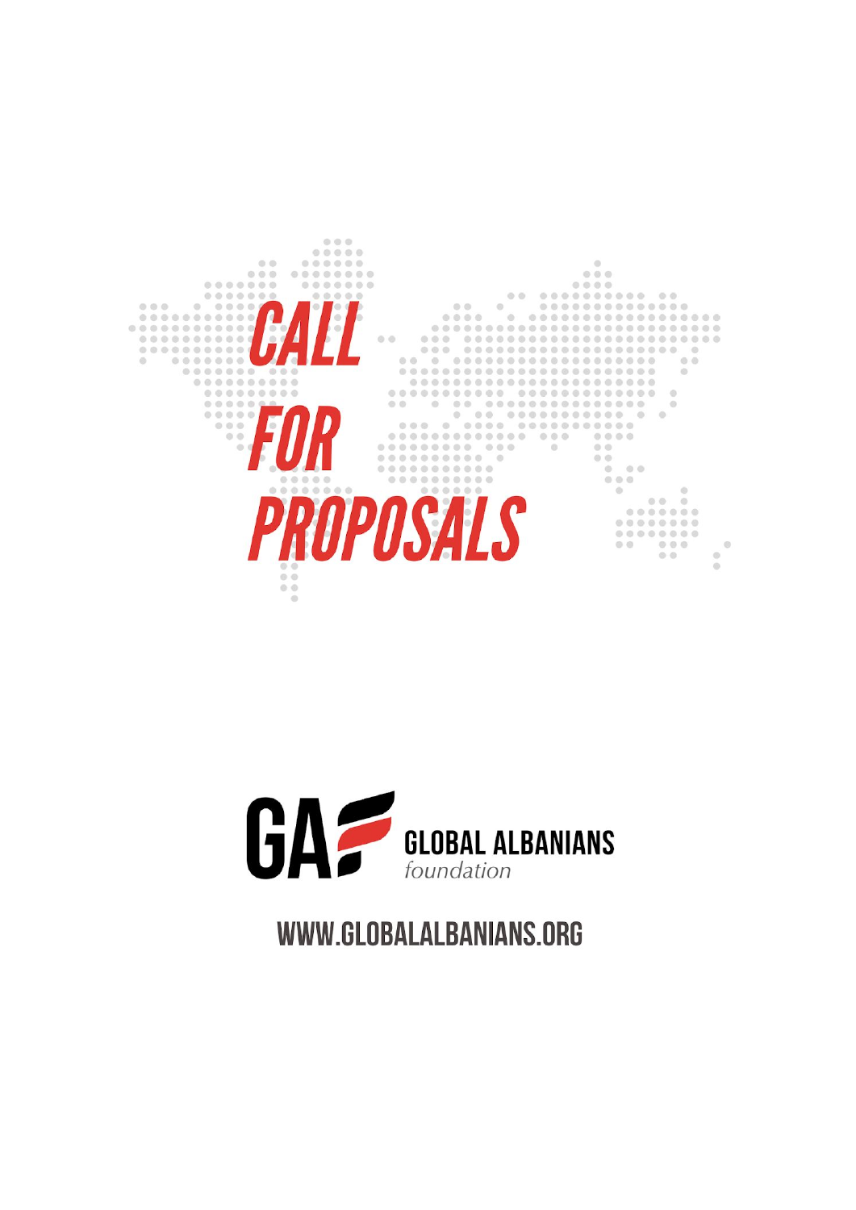# CALL FOR PROPOSALS

GA GLOBAL ALBANIANS *foundation*

WWW.GLOBALALBANIANS.ORG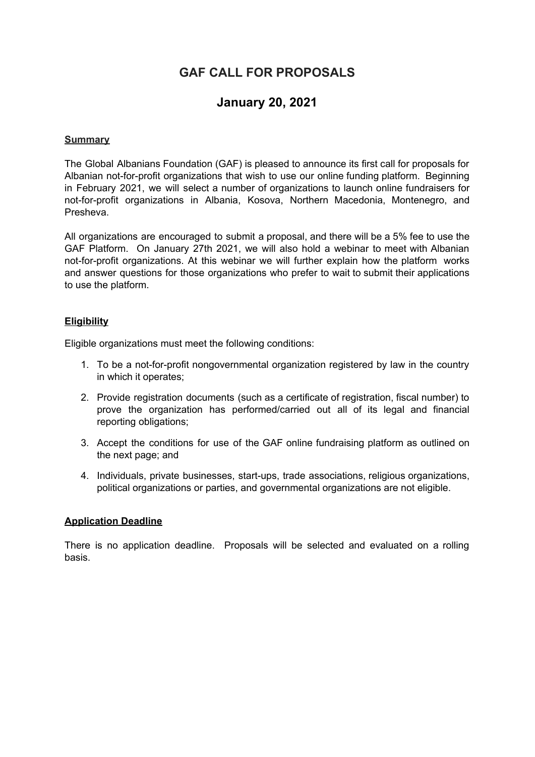# GAF CALL FOR PROPOSALS

## January 20, 2021

**Summary**

The Global Albanians Foundation (GAF) is pleased to announce its first call for proposals for Albanian not-for-profit organizations that wish to use our online funding platform. Beginning in February 2021, we will select a number of organizations to launch online fundraisers for not-for-profit organizations in Albania, Kosova, Northern Macedonia, Montenegro, and Presheva.

All organizations are encouraged to submit a proposal, and there will be a 5% fee to use the GAF Platform. On January 27th 2021, we will also hold a webinar to meet with Albanian not-for-profit organizations. At this webinar we will further explain how the platform works and answer questions for those organizations who prefer to wait to submit their applications to use the platform.

**Eligibility**

Eligible organizations must meet the following conditions:

1. To be a not-for-profit nongovernmental organization registered by law in the country in which it operates;
2. Provide registration documents (such as a certificate of registration, fiscal number) to prove the organization has performed/carried out all of its legal and financial reporting obligations;
3. Accept the conditions for use of the GAF online fundraising platform as outlined on the next page; and
4. Individuals, private businesses, start-ups, trade associations, religious organizations, political organizations or parties, and governmental organizations are not eligible.

**Application Deadline**

There is no application deadline. Proposals will be selected and evaluated on a rolling basis.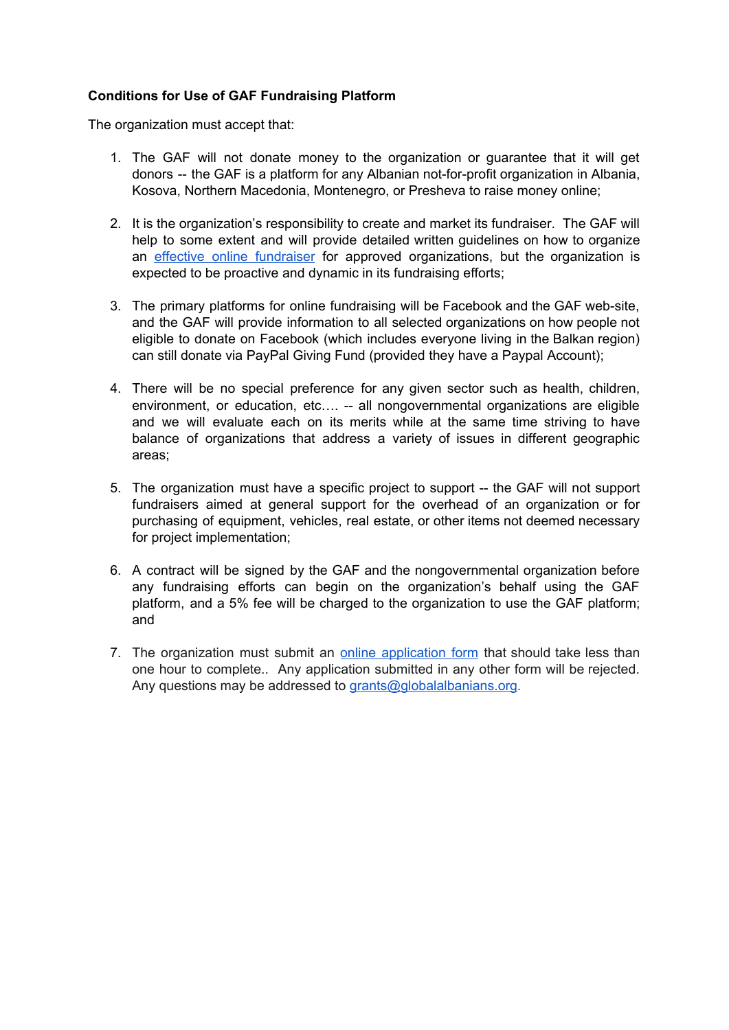**Conditions for Use of GAF Fundraising Platform**

The organization must accept that:

1. The GAF will not donate money to the organization or guarantee that it will get donors -- the GAF is a platform for any Albanian not-for-profit organization in Albania, Kosova, Northern Macedonia, Montenegro, or Presheva to raise money online;

2. It is the organization's responsibility to create and market its fundraiser. The GAF will help to some extent and will provide detailed written guidelines on how to organize an effective online fundraiser for approved organizations, but the organization is expected to be proactive and dynamic in its fundraising efforts;

3. The primary platforms for online fundraising will be Facebook and the GAF web-site, and the GAF will provide information to all selected organizations on how people not eligible to donate on Facebook (which includes everyone living in the Balkan region) can still donate via PayPal Giving Fund (provided they have a Paypal Account);

4. There will be no special preference for any given sector such as health, children, environment, or education, etc…. -- all nongovernmental organizations are eligible and we will evaluate each on its merits while at the same time striving to have balance of organizations that address a variety of issues in different geographic areas;

5. The organization must have a specific project to support -- the GAF will not support fundraisers aimed at general support for the overhead of an organization or for purchasing of equipment, vehicles, real estate, or other items not deemed necessary for project implementation;

6. A contract will be signed by the GAF and the nongovernmental organization before any fundraising efforts can begin on the organization's behalf using the GAF platform, and a 5% fee will be charged to the organization to use the GAF platform; and

7. The organization must submit an online application form that should take less than one hour to complete.. Any application submitted in any other form will be rejected. Any questions may be addressed to grants@globalalbanians.org.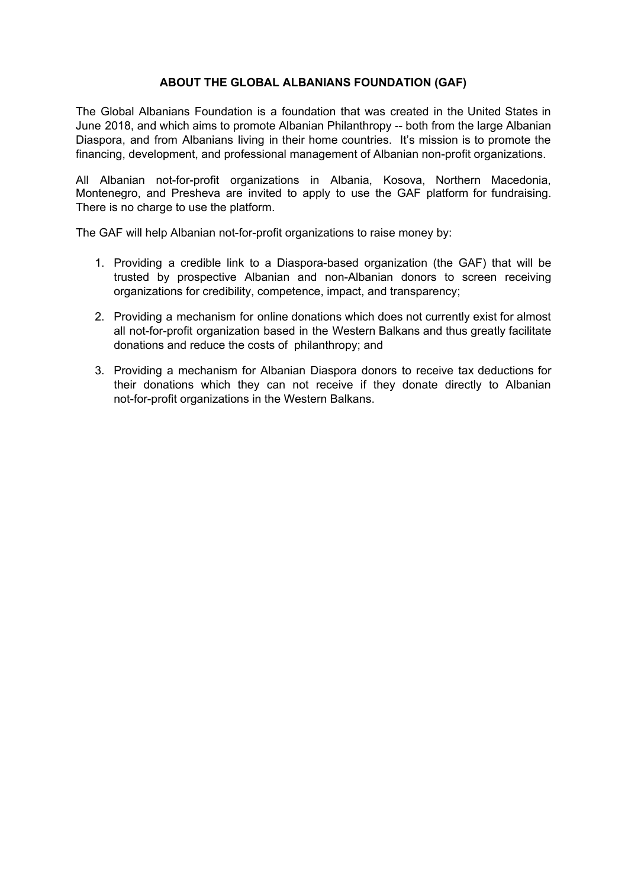## ABOUT THE GLOBAL ALBANIANS FOUNDATION (GAF)

The Global Albanians Foundation is a foundation that was created in the United States in June 2018, and which aims to promote Albanian Philanthropy -- both from the large Albanian Diaspora, and from Albanians living in their home countries. It's mission is to promote the financing, development, and professional management of Albanian non-profit organizations.

All Albanian not-for-profit organizations in Albania, Kosova, Northern Macedonia, Montenegro, and Presheva are invited to apply to use the GAF platform for fundraising. There is no charge to use the platform.

The GAF will help Albanian not-for-profit organizations to raise money by:

1. Providing a credible link to a Diaspora-based organization (the GAF) that will be trusted by prospective Albanian and non-Albanian donors to screen receiving organizations for credibility, competence, impact, and transparency;
2. Providing a mechanism for online donations which does not currently exist for almost all not-for-profit organization based in the Western Balkans and thus greatly facilitate donations and reduce the costs of philanthropy; and
3. Providing a mechanism for Albanian Diaspora donors to receive tax deductions for their donations which they can not receive if they donate directly to Albanian not-for-profit organizations in the Western Balkans.